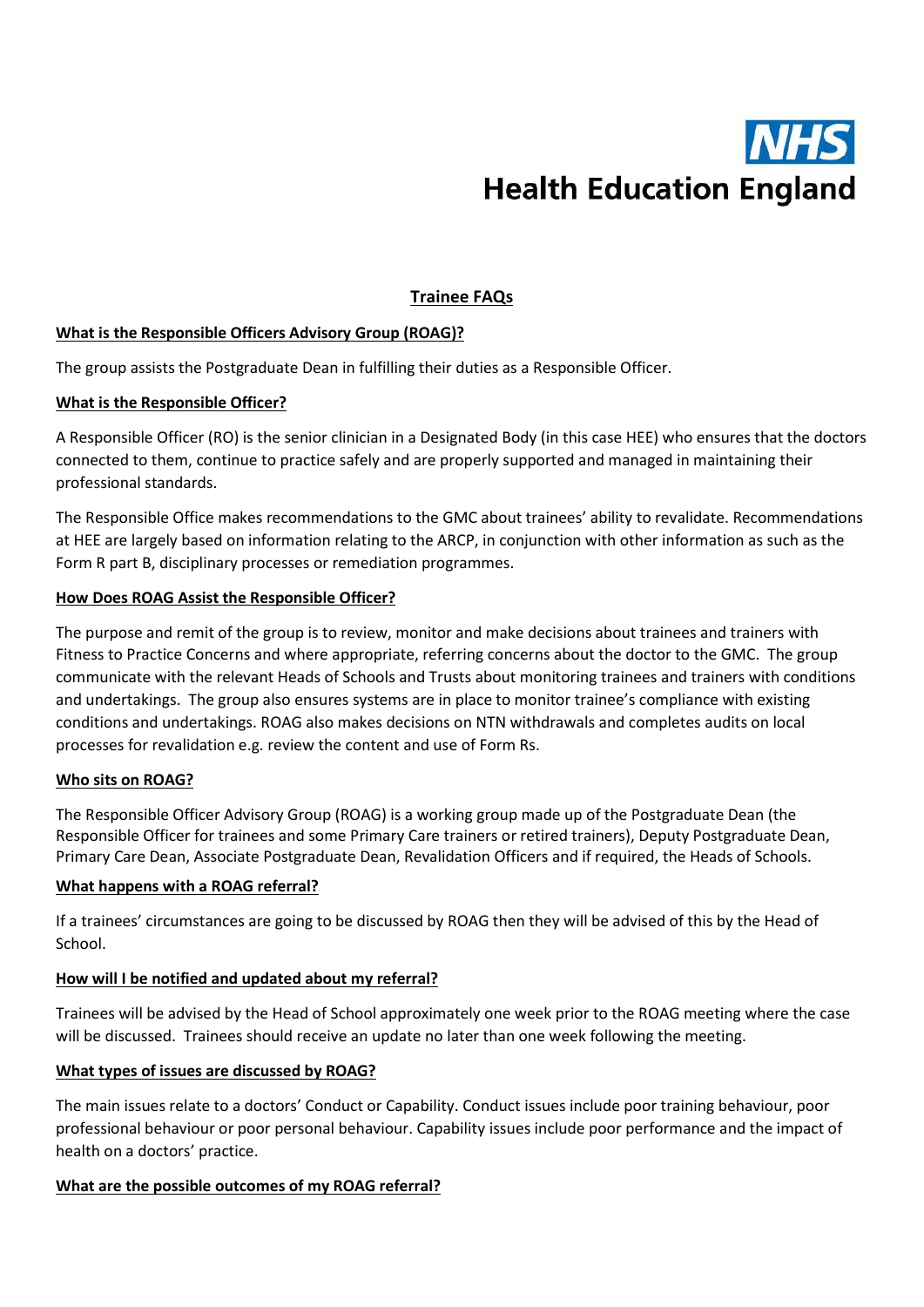NHS
Health Education England

# Trainee FAQs

## What is the Responsible Officers Advisory Group (ROAG)?

The group assists the Postgraduate Dean in fulfilling their duties as a Responsible Officer.

## What is the Responsible Officer?

A Responsible Officer (RO) is the senior clinician in a Designated Body (in this case HEE) who ensures that the doctors connected to them, continue to practice safely and are properly supported and managed in maintaining their professional standards.

The Responsible Office makes recommendations to the GMC about trainees' ability to revalidate. Recommendations at HEE are largely based on information relating to the ARCP, in conjunction with other information as such as the Form R part B, disciplinary processes or remediation programmes.

## How Does ROAG Assist the Responsible Officer?

The purpose and remit of the group is to review, monitor and make decisions about trainees and trainers with Fitness to Practice Concerns and where appropriate, referring concerns about the doctor to the GMC. The group communicate with the relevant Heads of Schools and Trusts about monitoring trainees and trainers with conditions and undertakings. The group also ensures systems are in place to monitor trainee's compliance with existing conditions and undertakings. ROAG also makes decisions on NTN withdrawals and completes audits on local processes for revalidation e.g. review the content and use of Form Rs.

## Who sits on ROAG?

The Responsible Officer Advisory Group (ROAG) is a working group made up of the Postgraduate Dean (the Responsible Officer for trainees and some Primary Care trainers or retired trainers), Deputy Postgraduate Dean, Primary Care Dean, Associate Postgraduate Dean, Revalidation Officers and if required, the Heads of Schools.

## What happens with a ROAG referral?

If a trainees' circumstances are going to be discussed by ROAG then they will be advised of this by the Head of School.

## How will I be notified and updated about my referral?

Trainees will be advised by the Head of School approximately one week prior to the ROAG meeting where the case will be discussed. Trainees should receive an update no later than one week following the meeting.

## What types of issues are discussed by ROAG?

The main issues relate to a doctors' Conduct or Capability. Conduct issues include poor training behaviour, poor professional behaviour or poor personal behaviour. Capability issues include poor performance and the impact of health on a doctors' practice.

## What are the possible outcomes of my ROAG referral?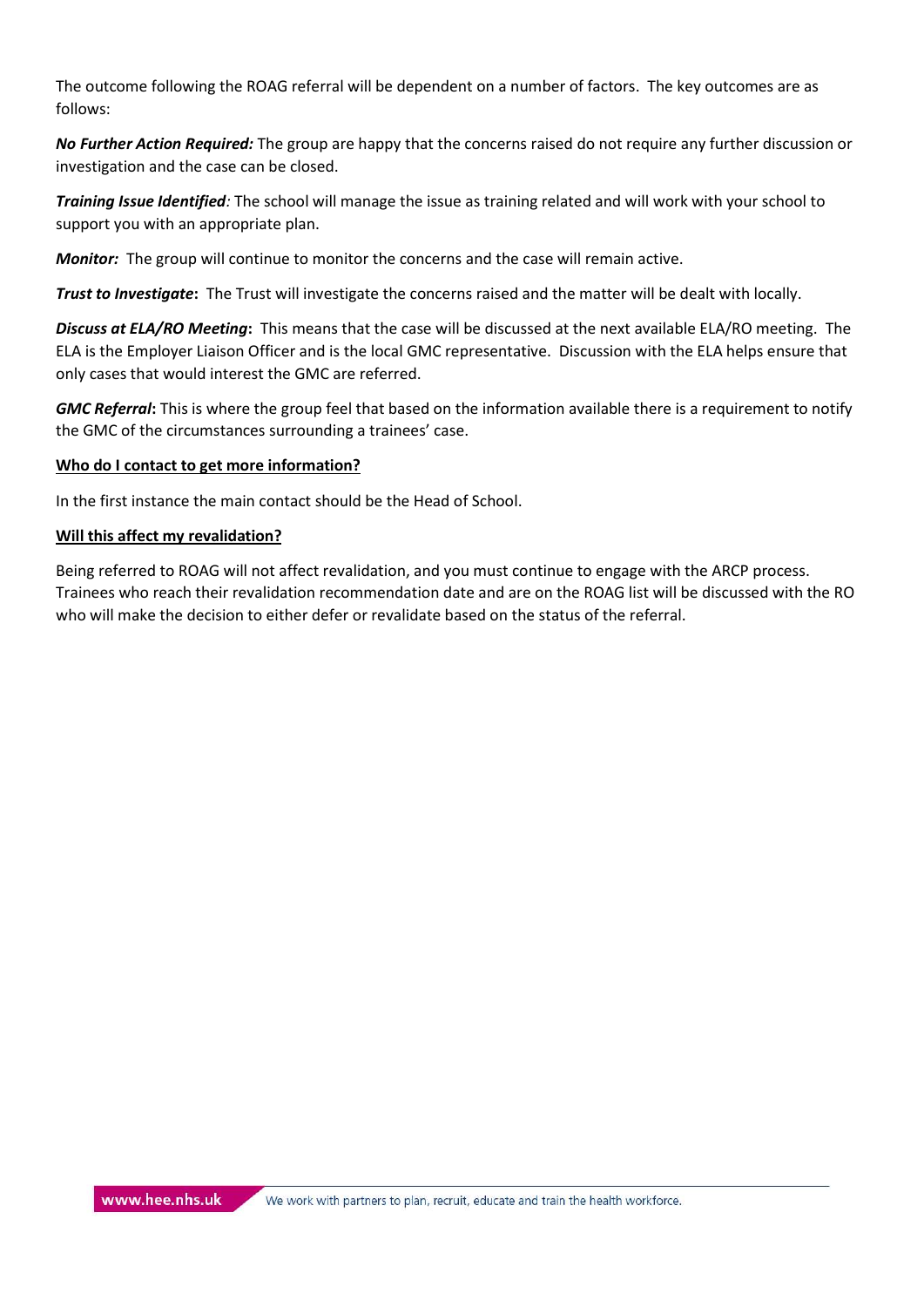The outcome following the ROAG referral will be dependent on a number of factors. The key outcomes are as follows:

***No Further Action Required:*** The group are happy that the concerns raised do not require any further discussion or investigation and the case can be closed.

***Training Issue Identified****:* The school will manage the issue as training related and will work with your school to support you with an appropriate plan.

***Monitor:*** The group will continue to monitor the concerns and the case will remain active.

***Trust to Investigate*****:** The Trust will investigate the concerns raised and the matter will be dealt with locally.

***Discuss at ELA/RO Meeting*****:** This means that the case will be discussed at the next available ELA/RO meeting. The ELA is the Employer Liaison Officer and is the local GMC representative. Discussion with the ELA helps ensure that only cases that would interest the GMC are referred.

***GMC Referral*****:** This is where the group feel that based on the information available there is a requirement to notify the GMC of the circumstances surrounding a trainees' case.

**Who do I contact to get more information?**

In the first instance the main contact should be the Head of School.

**Will this affect my revalidation?**

Being referred to ROAG will not affect revalidation, and you must continue to engage with the ARCP process. Trainees who reach their revalidation recommendation date and are on the ROAG list will be discussed with the RO who will make the decision to either defer or revalidate based on the status of the referral.